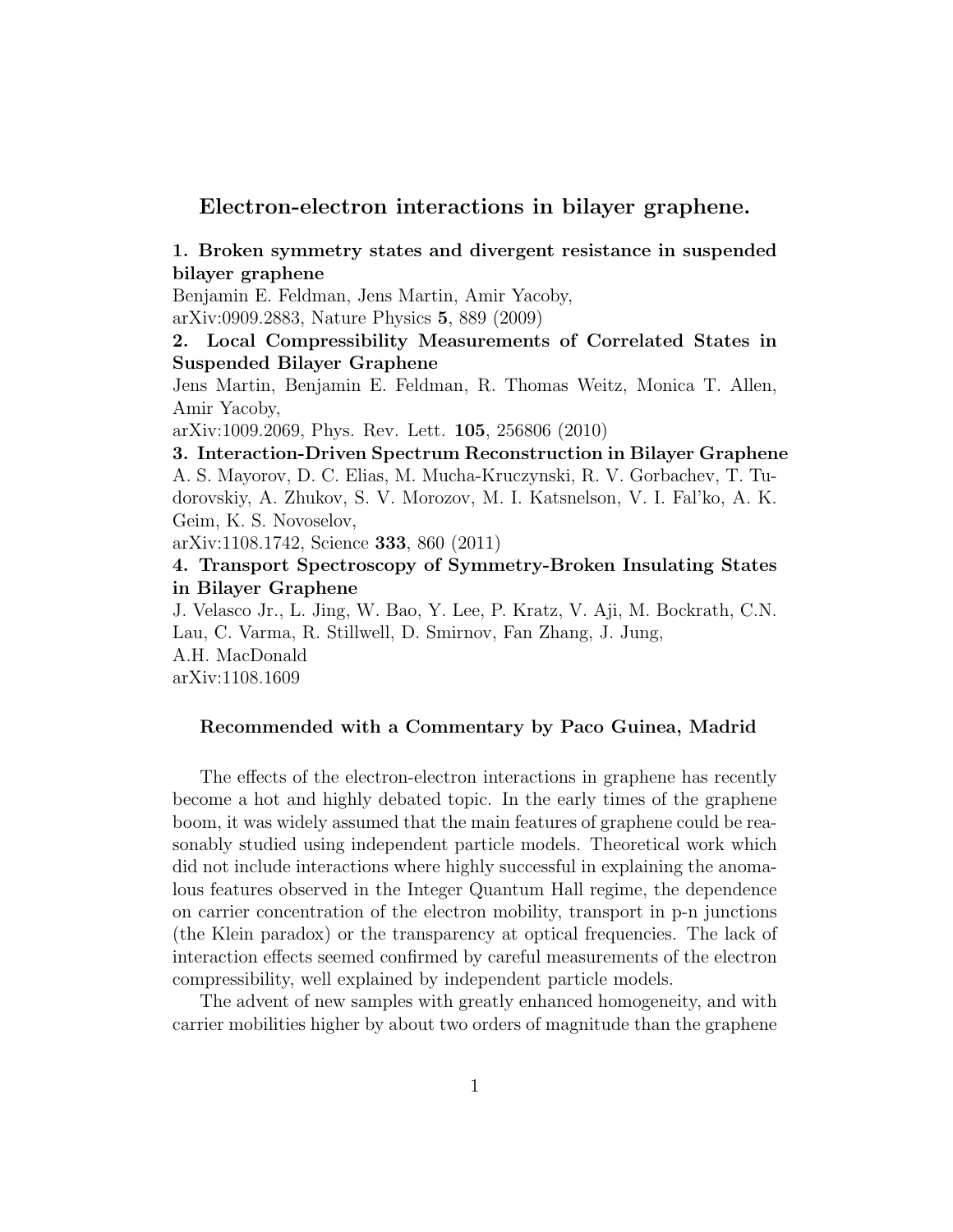# Electron-electron interactions in bilayer graphene.

**1. Broken symmetry states and divergent resistance in suspended bilayer graphene**
Benjamin E. Feldman, Jens Martin, Amir Yacoby,
arXiv:0909.2883, Nature Physics **5**, 889 (2009)

**2. Local Compressibility Measurements of Correlated States in Suspended Bilayer Graphene**
Jens Martin, Benjamin E. Feldman, R. Thomas Weitz, Monica T. Allen, Amir Yacoby,
arXiv:1009.2069, Phys. Rev. Lett. **105**, 256806 (2010)

**3. Interaction-Driven Spectrum Reconstruction in Bilayer Graphene**
A. S. Mayorov, D. C. Elias, M. Mucha-Kruczynski, R. V. Gorbachev, T. Tudorovskiy, A. Zhukov, S. V. Morozov, M. I. Katsnelson, V. I. Fal'ko, A. K. Geim, K. S. Novoselov,
arXiv:1108.1742, Science **333**, 860 (2011)

**4. Transport Spectroscopy of Symmetry-Broken Insulating States in Bilayer Graphene**
J. Velasco Jr., L. Jing, W. Bao, Y. Lee, P. Kratz, V. Aji, M. Bockrath, C.N. Lau, C. Varma, R. Stillwell, D. Smirnov, Fan Zhang, J. Jung, A.H. MacDonald
arXiv:1108.1609

**Recommended with a Commentary by Paco Guinea, Madrid**

The effects of the electron-electron interactions in graphene has recently become a hot and highly debated topic. In the early times of the graphene boom, it was widely assumed that the main features of graphene could be reasonably studied using independent particle models. Theoretical work which did not include interactions where highly successful in explaining the anomalous features observed in the Integer Quantum Hall regime, the dependence on carrier concentration of the electron mobility, transport in p-n junctions (the Klein paradox) or the transparency at optical frequencies. The lack of interaction effects seemed confirmed by careful measurements of the electron compressibility, well explained by independent particle models.

The advent of new samples with greatly enhanced homogeneity, and with carrier mobilities higher by about two orders of magnitude than the graphene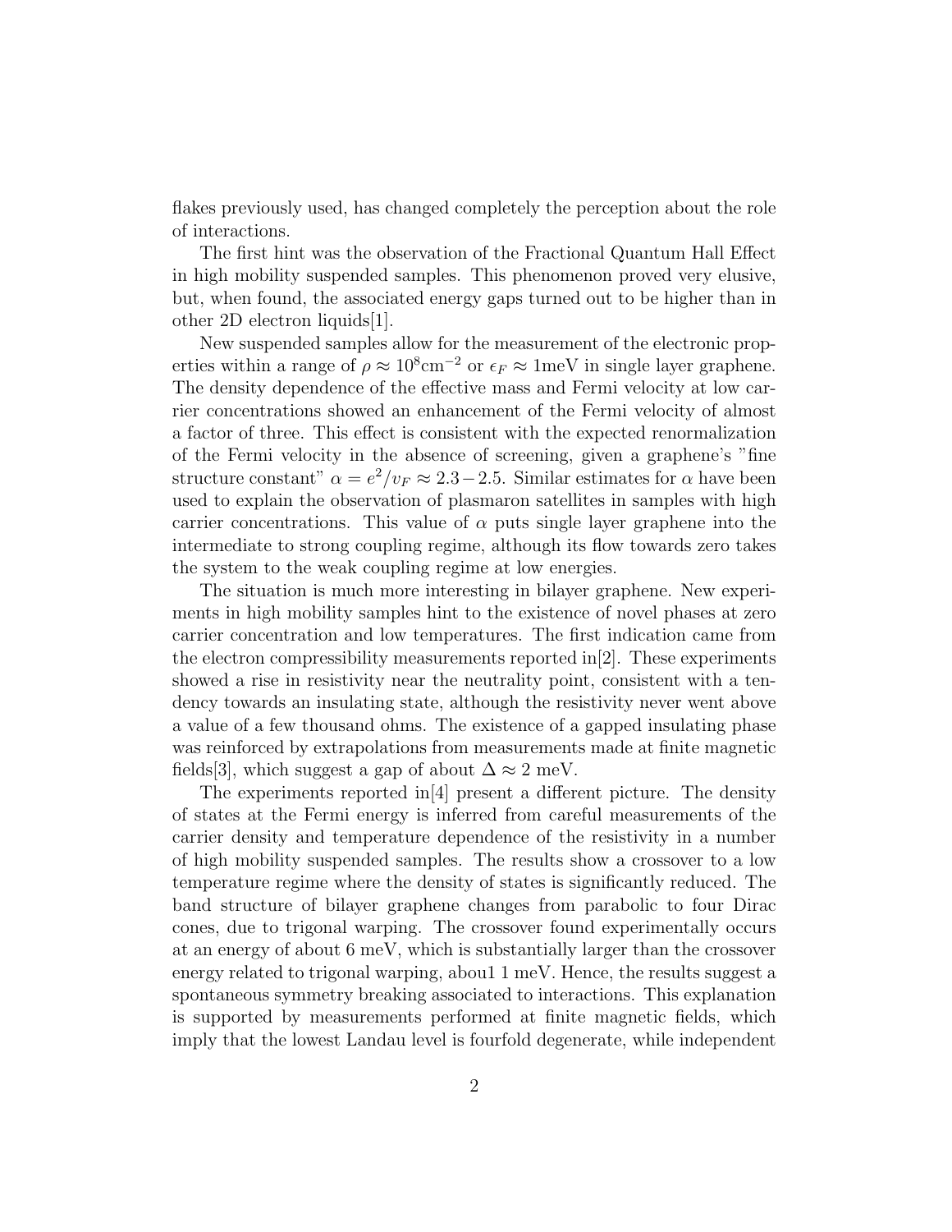flakes previously used, has changed completely the perception about the role of interactions.

The first hint was the observation of the Fractional Quantum Hall Effect in high mobility suspended samples. This phenomenon proved very elusive, but, when found, the associated energy gaps turned out to be higher than in other 2D electron liquids[1].

New suspended samples allow for the measurement of the electronic properties within a range of $\rho \approx 10^8 \mathrm{cm}^{-2}$ or $\epsilon_F \approx 1\mathrm{meV}$ in single layer graphene. The density dependence of the effective mass and Fermi velocity at low carrier concentrations showed an enhancement of the Fermi velocity of almost a factor of three. This effect is consistent with the expected renormalization of the Fermi velocity in the absence of screening, given a graphene's "fine structure constant" $\alpha = e^2/v_F \approx 2.3 - 2.5$. Similar estimates for $\alpha$ have been used to explain the observation of plasmaron satellites in samples with high carrier concentrations. This value of $\alpha$ puts single layer graphene into the intermediate to strong coupling regime, although its flow towards zero takes the system to the weak coupling regime at low energies.

The situation is much more interesting in bilayer graphene. New experiments in high mobility samples hint to the existence of novel phases at zero carrier concentration and low temperatures. The first indication came from the electron compressibility measurements reported in[2]. These experiments showed a rise in resistivity near the neutrality point, consistent with a tendency towards an insulating state, although the resistivity never went above a value of a few thousand ohms. The existence of a gapped insulating phase was reinforced by extrapolations from measurements made at finite magnetic fields[3], which suggest a gap of about $\Delta \approx 2$ meV.

The experiments reported in[4] present a different picture. The density of states at the Fermi energy is inferred from careful measurements of the carrier density and temperature dependence of the resistivity in a number of high mobility suspended samples. The results show a crossover to a low temperature regime where the density of states is significantly reduced. The band structure of bilayer graphene changes from parabolic to four Dirac cones, due to trigonal warping. The crossover found experimentally occurs at an energy of about 6 meV, which is substantially larger than the crossover energy related to trigonal warping, abou1 1 meV. Hence, the results suggest a spontaneous symmetry breaking associated to interactions. This explanation is supported by measurements performed at finite magnetic fields, which imply that the lowest Landau level is fourfold degenerate, while independent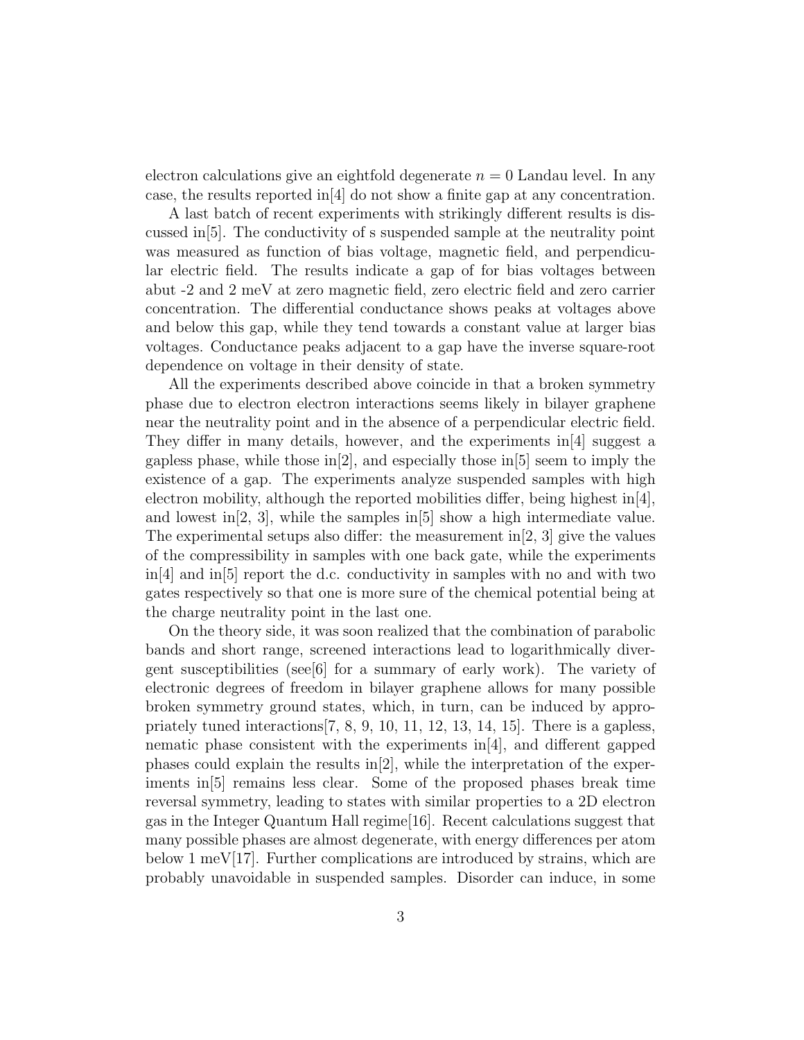electron calculations give an eightfold degenerate $n = 0$ Landau level. In any case, the results reported in[4] do not show a finite gap at any concentration.

A last batch of recent experiments with strikingly different results is discussed in[5]. The conductivity of s suspended sample at the neutrality point was measured as function of bias voltage, magnetic field, and perpendicular electric field. The results indicate a gap of for bias voltages between abut -2 and 2 meV at zero magnetic field, zero electric field and zero carrier concentration. The differential conductance shows peaks at voltages above and below this gap, while they tend towards a constant value at larger bias voltages. Conductance peaks adjacent to a gap have the inverse square-root dependence on voltage in their density of state.

All the experiments described above coincide in that a broken symmetry phase due to electron electron interactions seems likely in bilayer graphene near the neutrality point and in the absence of a perpendicular electric field. They differ in many details, however, and the experiments in[4] suggest a gapless phase, while those in[2], and especially those in[5] seem to imply the existence of a gap. The experiments analyze suspended samples with high electron mobility, although the reported mobilities differ, being highest in[4], and lowest in[2, 3], while the samples in[5] show a high intermediate value. The experimental setups also differ: the measurement in[2, 3] give the values of the compressibility in samples with one back gate, while the experiments in[4] and in[5] report the d.c. conductivity in samples with no and with two gates respectively so that one is more sure of the chemical potential being at the charge neutrality point in the last one.

On the theory side, it was soon realized that the combination of parabolic bands and short range, screened interactions lead to logarithmically divergent susceptibilities (see[6] for a summary of early work). The variety of electronic degrees of freedom in bilayer graphene allows for many possible broken symmetry ground states, which, in turn, can be induced by appropriately tuned interactions[7, 8, 9, 10, 11, 12, 13, 14, 15]. There is a gapless, nematic phase consistent with the experiments in[4], and different gapped phases could explain the results in[2], while the interpretation of the experiments in[5] remains less clear. Some of the proposed phases break time reversal symmetry, leading to states with similar properties to a 2D electron gas in the Integer Quantum Hall regime[16]. Recent calculations suggest that many possible phases are almost degenerate, with energy differences per atom below 1 meV[17]. Further complications are introduced by strains, which are probably unavoidable in suspended samples. Disorder can induce, in some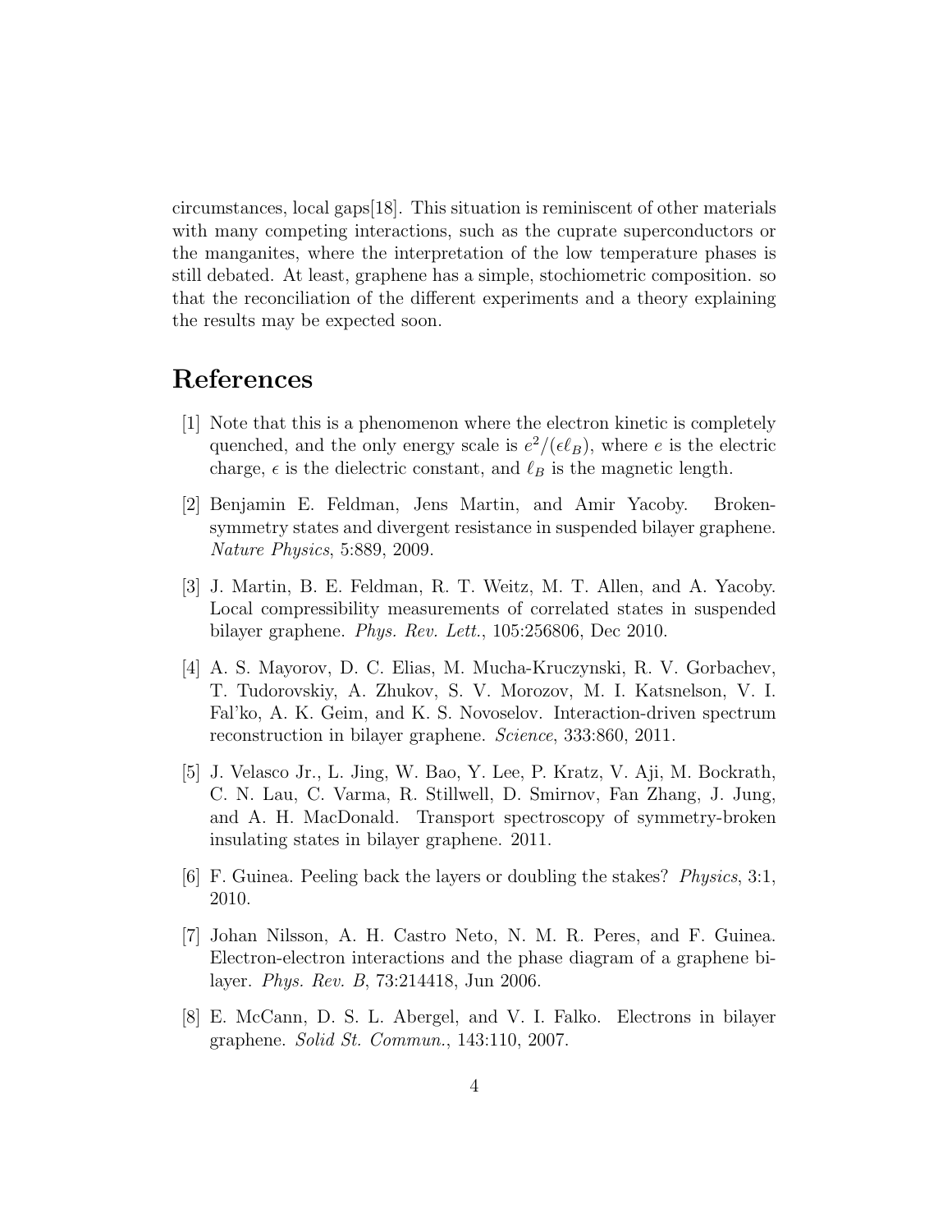circumstances, local gaps[18]. This situation is reminiscent of other materials with many competing interactions, such as the cuprate superconductors or the manganites, where the interpretation of the low temperature phases is still debated. At least, graphene has a simple, stochiometric composition. so that the reconciliation of the different experiments and a theory explaining the results may be expected soon.

# References

[1] Note that this is a phenomenon where the electron kinetic is completely quenched, and the only energy scale is $e^2/(\epsilon \ell_B)$, where $e$ is the electric charge, $\epsilon$ is the dielectric constant, and $\ell_B$ is the magnetic length.

[2] Benjamin E. Feldman, Jens Martin, and Amir Yacoby. Broken-symmetry states and divergent resistance in suspended bilayer graphene. *Nature Physics*, 5:889, 2009.

[3] J. Martin, B. E. Feldman, R. T. Weitz, M. T. Allen, and A. Yacoby. Local compressibility measurements of correlated states in suspended bilayer graphene. *Phys. Rev. Lett.*, 105:256806, Dec 2010.

[4] A. S. Mayorov, D. C. Elias, M. Mucha-Kruczynski, R. V. Gorbachev, T. Tudorovskiy, A. Zhukov, S. V. Morozov, M. I. Katsnelson, V. I. Fal'ko, A. K. Geim, and K. S. Novoselov. Interaction-driven spectrum reconstruction in bilayer graphene. *Science*, 333:860, 2011.

[5] J. Velasco Jr., L. Jing, W. Bao, Y. Lee, P. Kratz, V. Aji, M. Bockrath, C. N. Lau, C. Varma, R. Stillwell, D. Smirnov, Fan Zhang, J. Jung, and A. H. MacDonald. Transport spectroscopy of symmetry-broken insulating states in bilayer graphene. 2011.

[6] F. Guinea. Peeling back the layers or doubling the stakes? *Physics*, 3:1, 2010.

[7] Johan Nilsson, A. H. Castro Neto, N. M. R. Peres, and F. Guinea. Electron-electron interactions and the phase diagram of a graphene bilayer. *Phys. Rev. B*, 73:214418, Jun 2006.

[8] E. McCann, D. S. L. Abergel, and V. I. Falko. Electrons in bilayer graphene. *Solid St. Commun.*, 143:110, 2007.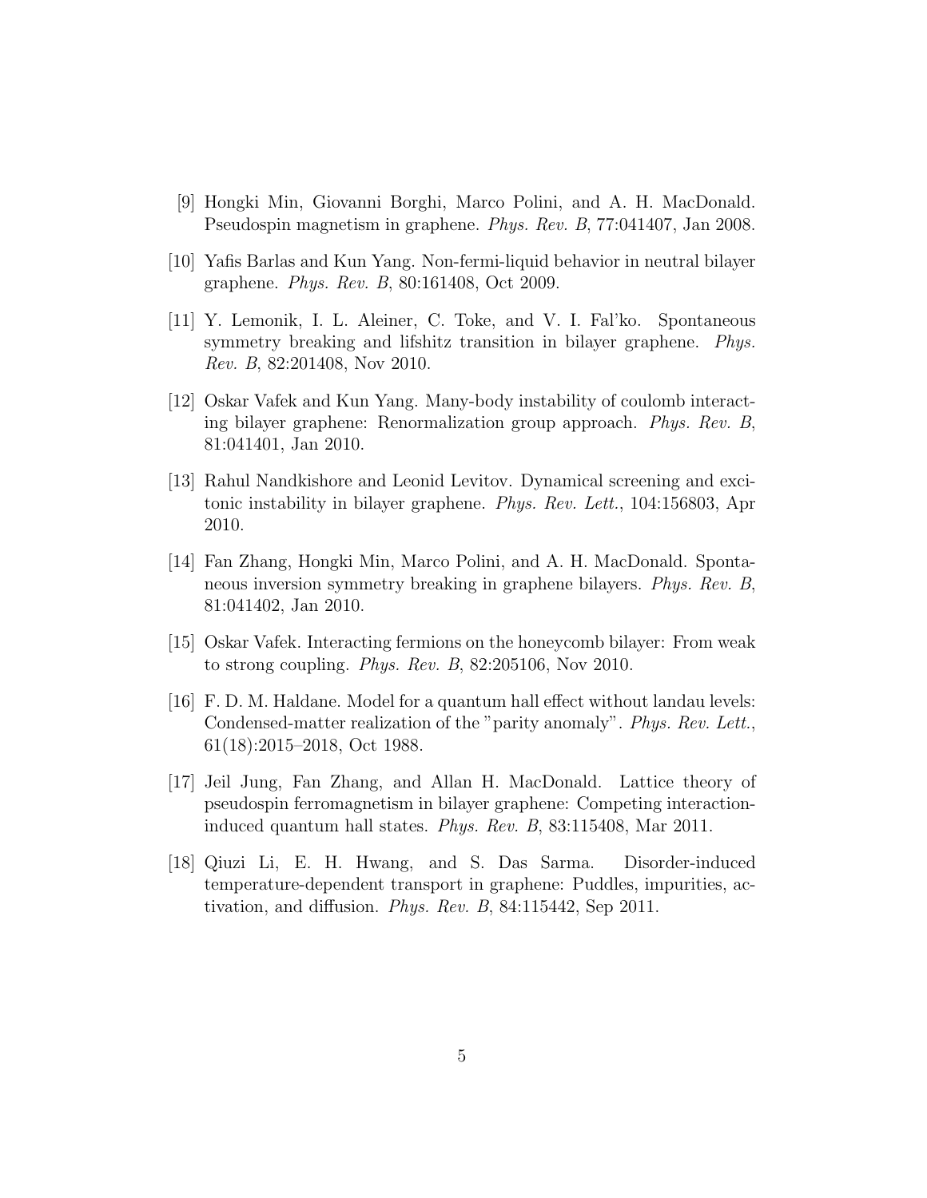[9] Hongki Min, Giovanni Borghi, Marco Polini, and A. H. MacDonald. Pseudospin magnetism in graphene. *Phys. Rev. B*, 77:041407, Jan 2008.

[10] Yafis Barlas and Kun Yang. Non-fermi-liquid behavior in neutral bilayer graphene. *Phys. Rev. B*, 80:161408, Oct 2009.

[11] Y. Lemonik, I. L. Aleiner, C. Toke, and V. I. Fal'ko. Spontaneous symmetry breaking and lifshitz transition in bilayer graphene. *Phys. Rev. B*, 82:201408, Nov 2010.

[12] Oskar Vafek and Kun Yang. Many-body instability of coulomb interacting bilayer graphene: Renormalization group approach. *Phys. Rev. B*, 81:041401, Jan 2010.

[13] Rahul Nandkishore and Leonid Levitov. Dynamical screening and excitonic instability in bilayer graphene. *Phys. Rev. Lett.*, 104:156803, Apr 2010.

[14] Fan Zhang, Hongki Min, Marco Polini, and A. H. MacDonald. Spontaneous inversion symmetry breaking in graphene bilayers. *Phys. Rev. B*, 81:041402, Jan 2010.

[15] Oskar Vafek. Interacting fermions on the honeycomb bilayer: From weak to strong coupling. *Phys. Rev. B*, 82:205106, Nov 2010.

[16] F. D. M. Haldane. Model for a quantum hall effect without landau levels: Condensed-matter realization of the "parity anomaly". *Phys. Rev. Lett.*, 61(18):2015–2018, Oct 1988.

[17] Jeil Jung, Fan Zhang, and Allan H. MacDonald. Lattice theory of pseudospin ferromagnetism in bilayer graphene: Competing interaction-induced quantum hall states. *Phys. Rev. B*, 83:115408, Mar 2011.

[18] Qiuzi Li, E. H. Hwang, and S. Das Sarma. Disorder-induced temperature-dependent transport in graphene: Puddles, impurities, activation, and diffusion. *Phys. Rev. B*, 84:115442, Sep 2011.